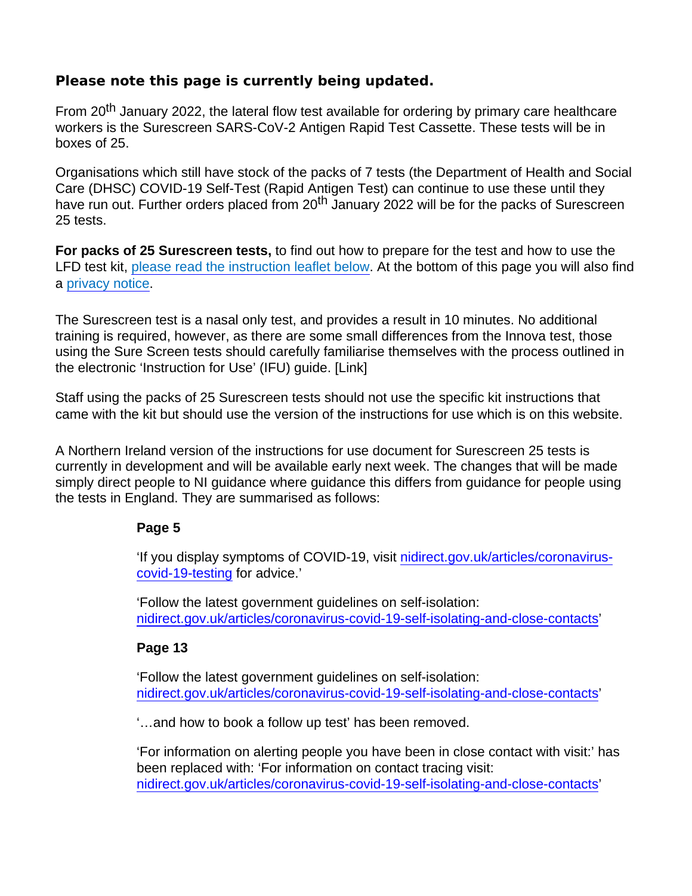**Please note this page is currently being updated.**

From 20th January 2022, the lateral flow test available for ordering by primary care healthcare workers is the Surescreen SARS-CoV-2 Antigen Rapid Test Cassette. These tests will be in boxes of 25.

Organisations which still have stock of the packs of 7 tests (the Department of Health and Social Care (DHSC) COVID-19 Self-Test (Rapid Antigen Test) can continue to use these until they have run out. Further orders placed from 20th January 2022 will be for the packs of Surescreen 25 tests.

**For packs of 25 Surescreen tests,** to find out how to prepare for the test and how to use the LFD test kit, please read the instruction leaflet below. At the bottom of this page you will also find a privacy notice.

The Surescreen test is a nasal only test, and provides a result in 10 minutes. No additional training is required, however, as there are some small differences from the Innova test, those using the Sure Screen tests should carefully familiarise themselves with the process outlined in the electronic 'Instruction for Use' (IFU) guide. [Link]

Staff using the packs of 25 Surescreen tests should not use the specific kit instructions that came with the kit but should use the version of the instructions for use which is on this website.

A Northern Ireland version of the instructions for use document for Surescreen 25 tests is currently in development and will be available early next week. The changes that will be made simply direct people to NI guidance where guidance this differs from guidance for people using the tests in England. They are summarised as follows:

> **Page 5**
>
> 'If you display symptoms of COVID-19, visit nidirect.gov.uk/articles/coronavirus-covid-19-testing for advice.'
>
> 'Follow the latest government guidelines on self-isolation: nidirect.gov.uk/articles/coronavirus-covid-19-self-isolating-and-close-contacts'
>
> **Page 13**
>
> 'Follow the latest government guidelines on self-isolation: nidirect.gov.uk/articles/coronavirus-covid-19-self-isolating-and-close-contacts'
>
> '…and how to book a follow up test' has been removed.
>
> 'For information on alerting people you have been in close contact with visit:' has been replaced with: 'For information on contact tracing visit: nidirect.gov.uk/articles/coronavirus-covid-19-self-isolating-and-close-contacts'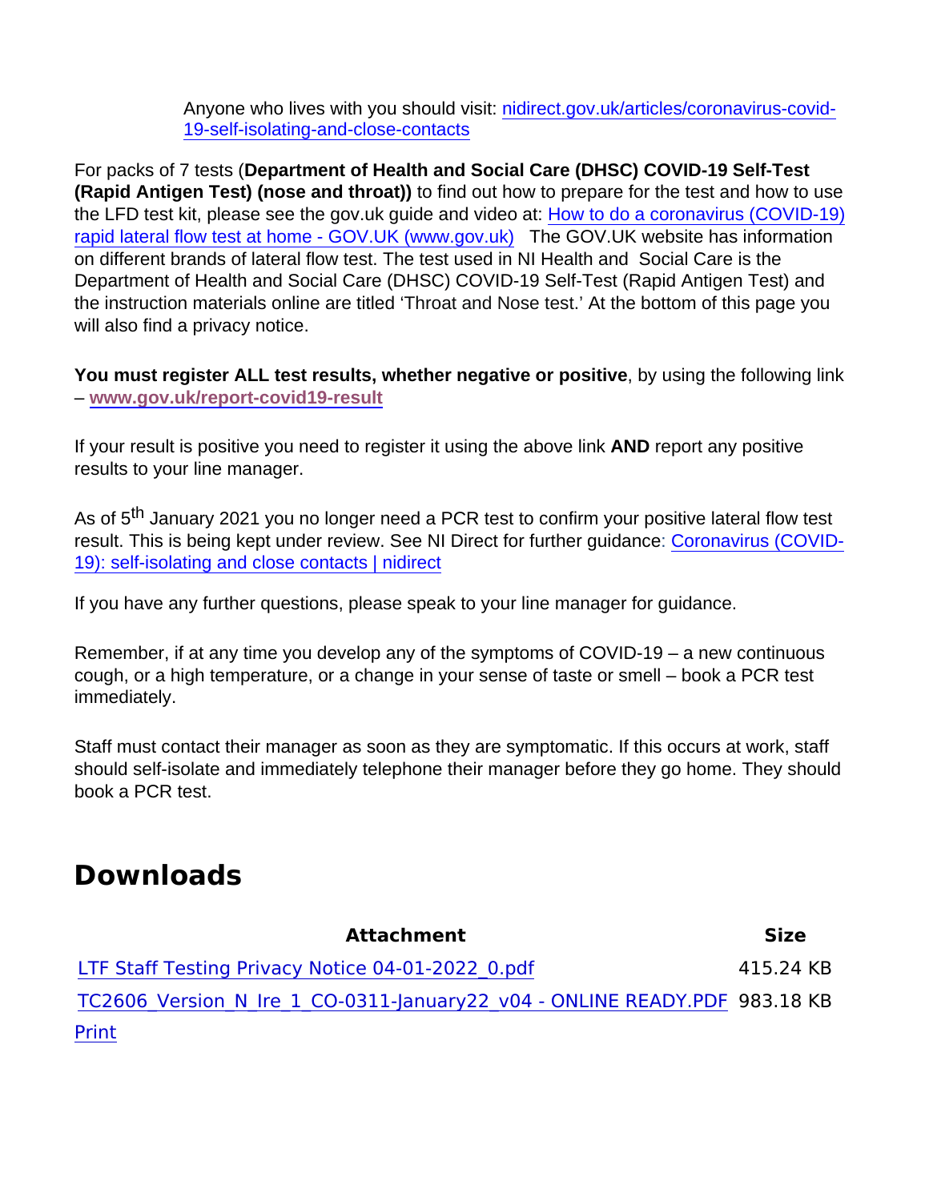Anyone who lives with you should visit: nidirect.gov.uk/articles/coronavirus-covid-19-self-isolating-and-close-contacts

For packs of 7 tests (**Department of Health and Social Care (DHSC) COVID-19 Self-Test (Rapid Antigen Test) (nose and throat))** to find out how to prepare for the test and how to use the LFD test kit, please see the gov.uk guide and video at: How to do a coronavirus (COVID-19) rapid lateral flow test at home - GOV.UK (www.gov.uk) The GOV.UK website has information on different brands of lateral flow test. The test used in NI Health and Social Care is the Department of Health and Social Care (DHSC) COVID-19 Self-Test (Rapid Antigen Test) and the instruction materials online are titled 'Throat and Nose test.' At the bottom of this page you will also find a privacy notice.

**You must register ALL test results, whether negative or positive**, by using the following link – **www.gov.uk/report-covid19-result**

If your result is positive you need to register it using the above link **AND** report any positive results to your line manager.

As of 5th January 2021 you no longer need a PCR test to confirm your positive lateral flow test result. This is being kept under review. See NI Direct for further guidance: Coronavirus (COVID-19): self-isolating and close contacts | nidirect

If you have any further questions, please speak to your line manager for guidance.

Remember, if at any time you develop any of the symptoms of COVID-19 – a new continuous cough, or a high temperature, or a change in your sense of taste or smell – book a PCR test immediately.

Staff must contact their manager as soon as they are symptomatic. If this occurs at work, staff should self-isolate and immediately telephone their manager before they go home. They should book a PCR test.

## Downloads

| Attachment | Size |
|---|---|
| LTF Staff Testing Privacy Notice 04-01-2022_0.pdf | 415.24 KB |
| TC2606_Version_N_Ire_1_CO-0311-January22_v04 - ONLINE READY.PDF | 983.18 KB |

Print